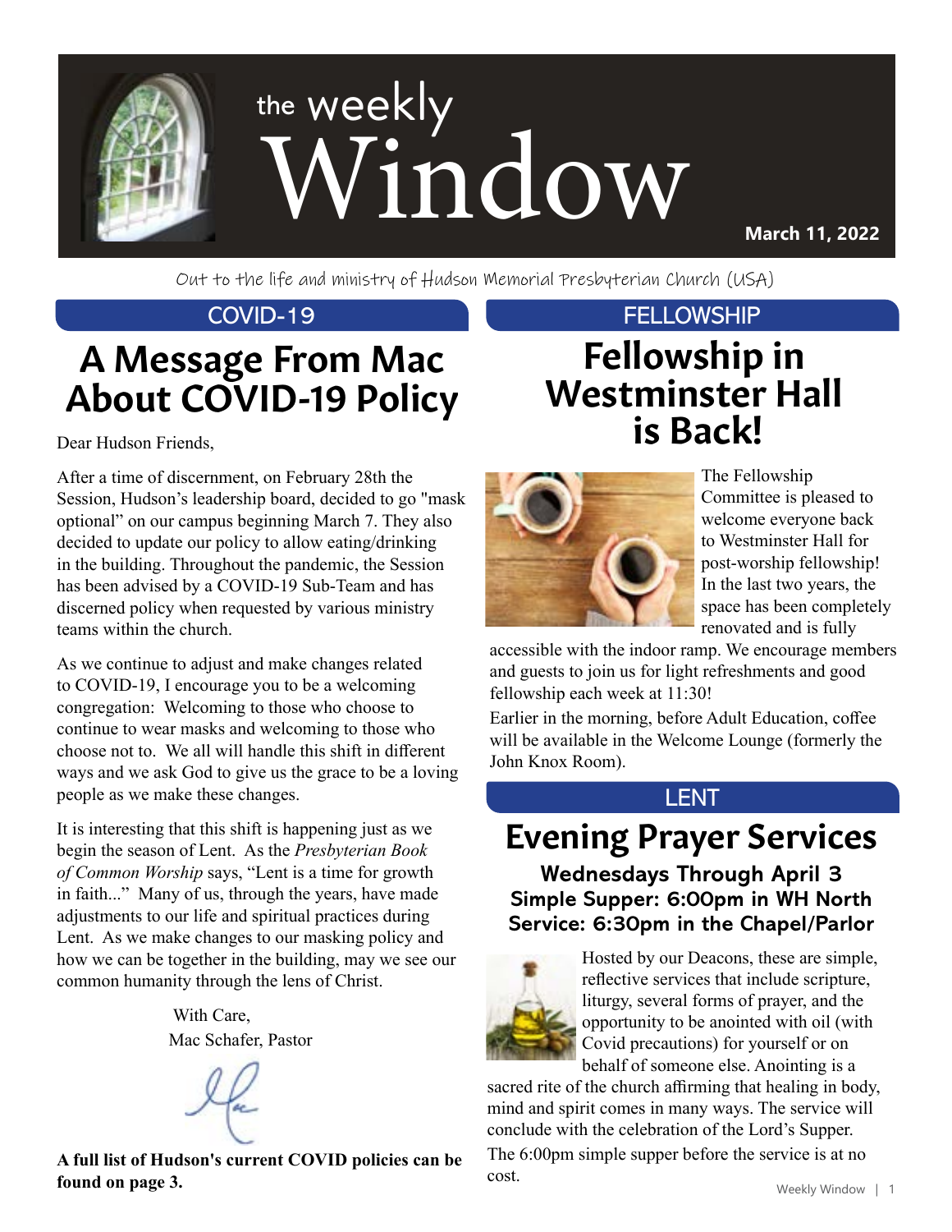# the weekly Window

**March 11, 2022**

Out to the life and ministry of Hudson Memorial Presbyterian Church (USA)

COVID-19

## A Message From Mac About COVID-19 Policy

Dear Hudson Friends,

After a time of discernment, on February 28th the Session, Hudson's leadership board, decided to go "mask optional" on our campus beginning March 7. They also decided to update our policy to allow eating/drinking in the building. Throughout the pandemic, the Session has been advised by a COVID-19 Sub-Team and has discerned policy when requested by various ministry teams within the church.

As we continue to adjust and make changes related to COVID-19, I encourage you to be a welcoming congregation: Welcoming to those who choose to continue to wear masks and welcoming to those who choose not to. We all will handle this shift in different ways and we ask God to give us the grace to be a loving people as we make these changes.

It is interesting that this shift is happening just as we begin the season of Lent. As the *Presbyterian Book of Common Worship* says, "Lent is a time for growth in faith..." Many of us, through the years, have made adjustments to our life and spiritual practices during Lent. As we make changes to our masking policy and how we can be together in the building, may we see our common humanity through the lens of Christ.

With Care,
Mac Schafer, Pastor

**A full list of Hudson's current COVID policies can be found on page 3.**

FELLOWSHIP

## Fellowship in Westminster Hall is Back!

The Fellowship Committee is pleased to welcome everyone back to Westminster Hall for post-worship fellowship! In the last two years, the space has been completely renovated and is fully accessible with the indoor ramp. We encourage members and guests to join us for light refreshments and good fellowship each week at 11:30!

Earlier in the morning, before Adult Education, coffee will be available in the Welcome Lounge (formerly the John Knox Room).

LENT

## Evening Prayer Services

### Wednesdays Through April 3
### Simple Supper: 6:00pm in WH North
### Service: 6:30pm in the Chapel/Parlor

Hosted by our Deacons, these are simple, reflective services that include scripture, liturgy, several forms of prayer, and the opportunity to be anointed with oil (with Covid precautions) for yourself or on behalf of someone else. Anointing is a sacred rite of the church affirming that healing in body, mind and spirit comes in many ways. The service will conclude with the celebration of the Lord's Supper.

The 6:00pm simple supper before the service is at no cost.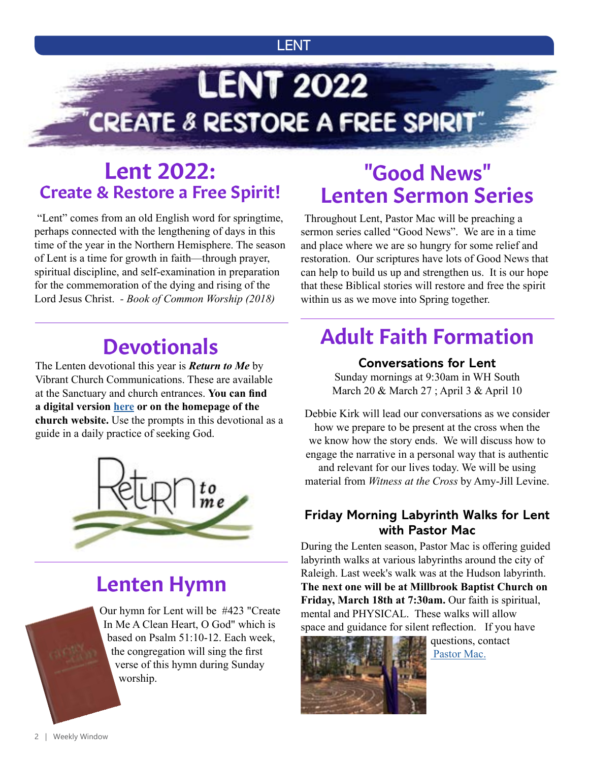# LENT 2022

## "CREATE & RESTORE A FREE SPIRIT"

## Lent 2022: Create & Restore a Free Spirit!

"Lent" comes from an old English word for springtime, perhaps connected with the lengthening of days in this time of the year in the Northern Hemisphere. The season of Lent is a time for growth in faith—through prayer, spiritual discipline, and self-examination in preparation for the commemoration of the dying and rising of the Lord Jesus Christ. - *Book of Common Worship (2018)*

## Devotionals

The Lenten devotional this year is ***Return to Me*** by Vibrant Church Communications. These are available at the Sanctuary and church entrances. **You can find a digital version here or on the homepage of the church website.** Use the prompts in this devotional as a guide in a daily practice of seeking God.

## Lenten Hymn

Our hymn for Lent will be #423 "Create In Me A Clean Heart, O God" which is based on Psalm 51:10-12. Each week, the congregation will sing the first verse of this hymn during Sunday worship.

## "Good News" Lenten Sermon Series

Throughout Lent, Pastor Mac will be preaching a sermon series called "Good News". We are in a time and place where we are so hungry for some relief and restoration. Our scriptures have lots of Good News that can help to build us up and strengthen us. It is our hope that these Biblical stories will restore and free the spirit within us as we move into Spring together.

## Adult Faith Formation

### Conversations for Lent

Sunday mornings at 9:30am in WH South
March 20 & March 27 ; April 3 & April 10

Debbie Kirk will lead our conversations as we consider how we prepare to be present at the cross when the we know how the story ends. We will discuss how to engage the narrative in a personal way that is authentic and relevant for our lives today. We will be using material from *Witness at the Cross* by Amy-Jill Levine.

### Friday Morning Labyrinth Walks for Lent with Pastor Mac

During the Lenten season, Pastor Mac is offering guided labyrinth walks at various labyrinths around the city of Raleigh. Last week's walk was at the Hudson labyrinth. **The next one will be at Millbrook Baptist Church on Friday, March 18th at 7:30am.** Our faith is spiritual, mental and PHYSICAL. These walks will allow space and guidance for silent reflection. If you have questions, contact Pastor Mac.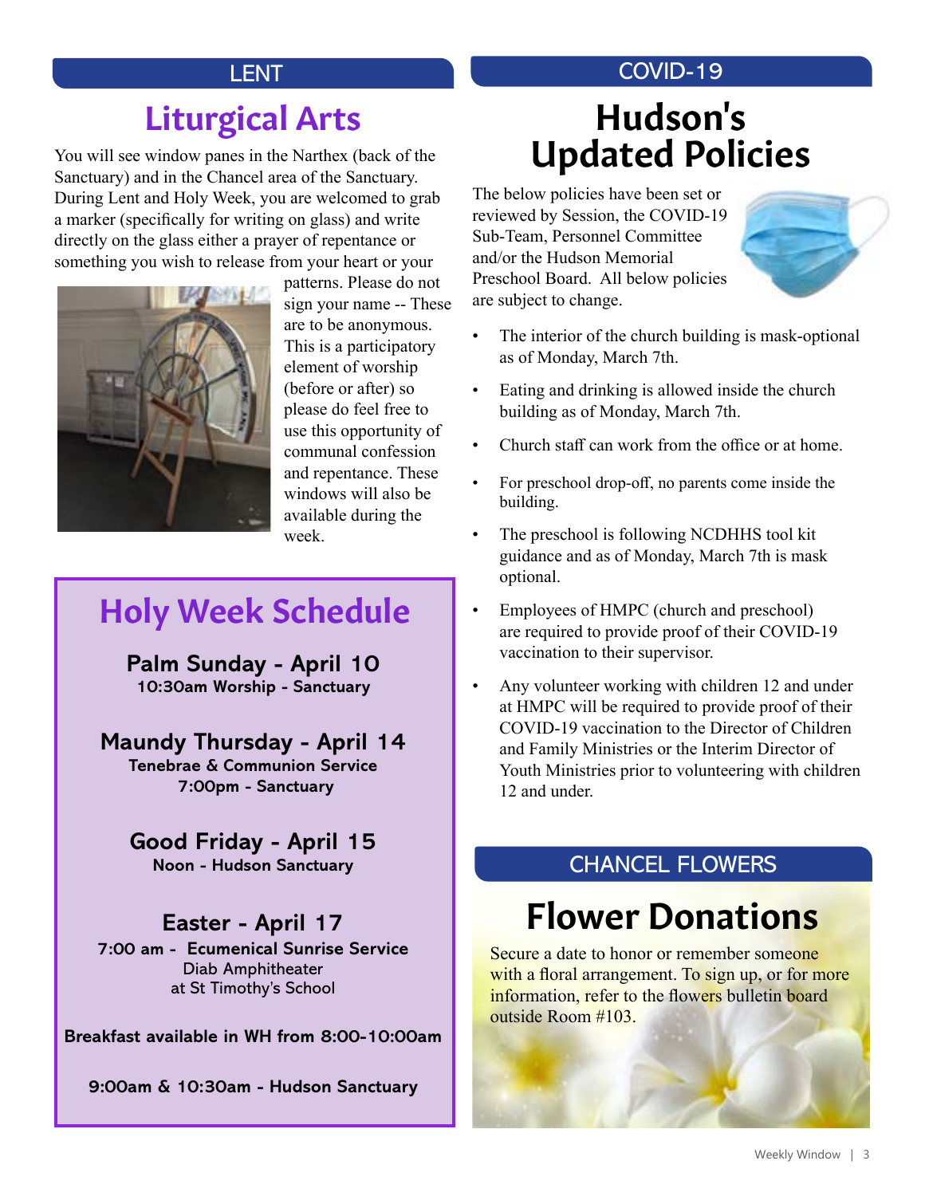LENT

## Liturgical Arts

You will see window panes in the Narthex (back of the Sanctuary) and in the Chancel area of the Sanctuary. During Lent and Holy Week, you are welcomed to grab a marker (specifically for writing on glass) and write directly on the glass either a prayer of repentance or something you wish to release from your heart or your patterns. Please do not sign your name -- These are to be anonymous. This is a participatory element of worship (before or after) so please do feel free to use this opportunity of communal confession and repentance. These windows will also be available during the week.

## Holy Week Schedule

**Palm Sunday - April 10**
**10:30am Worship - Sanctuary**

**Maundy Thursday - April 14**
**Tenebrae & Communion Service**
**7:00pm - Sanctuary**

**Good Friday - April 15**
**Noon - Hudson Sanctuary**

**Easter - April 17**
**7:00 am - Ecumenical Sunrise Service**
Diab Amphitheater
at St Timothy's School

**Breakfast available in WH from 8:00-10:00am**

**9:00am & 10:30am - Hudson Sanctuary**

COVID-19

## Hudson's Updated Policies

The below policies have been set or reviewed by Session, the COVID-19 Sub-Team, Personnel Committee and/or the Hudson Memorial Preschool Board. All below policies are subject to change.

- The interior of the church building is mask-optional as of Monday, March 7th.
- Eating and drinking is allowed inside the church building as of Monday, March 7th.
- Church staff can work from the office or at home.
- For preschool drop-off, no parents come inside the building.
- The preschool is following NCDHHS tool kit guidance and as of Monday, March 7th is mask optional.
- Employees of HMPC (church and preschool) are required to provide proof of their COVID-19 vaccination to their supervisor.
- Any volunteer working with children 12 and under at HMPC will be required to provide proof of their COVID-19 vaccination to the Director of Children and Family Ministries or the Interim Director of Youth Ministries prior to volunteering with children 12 and under.

CHANCEL FLOWERS

## Flower Donations

Secure a date to honor or remember someone with a floral arrangement. To sign up, or for more information, refer to the flowers bulletin board outside Room #103.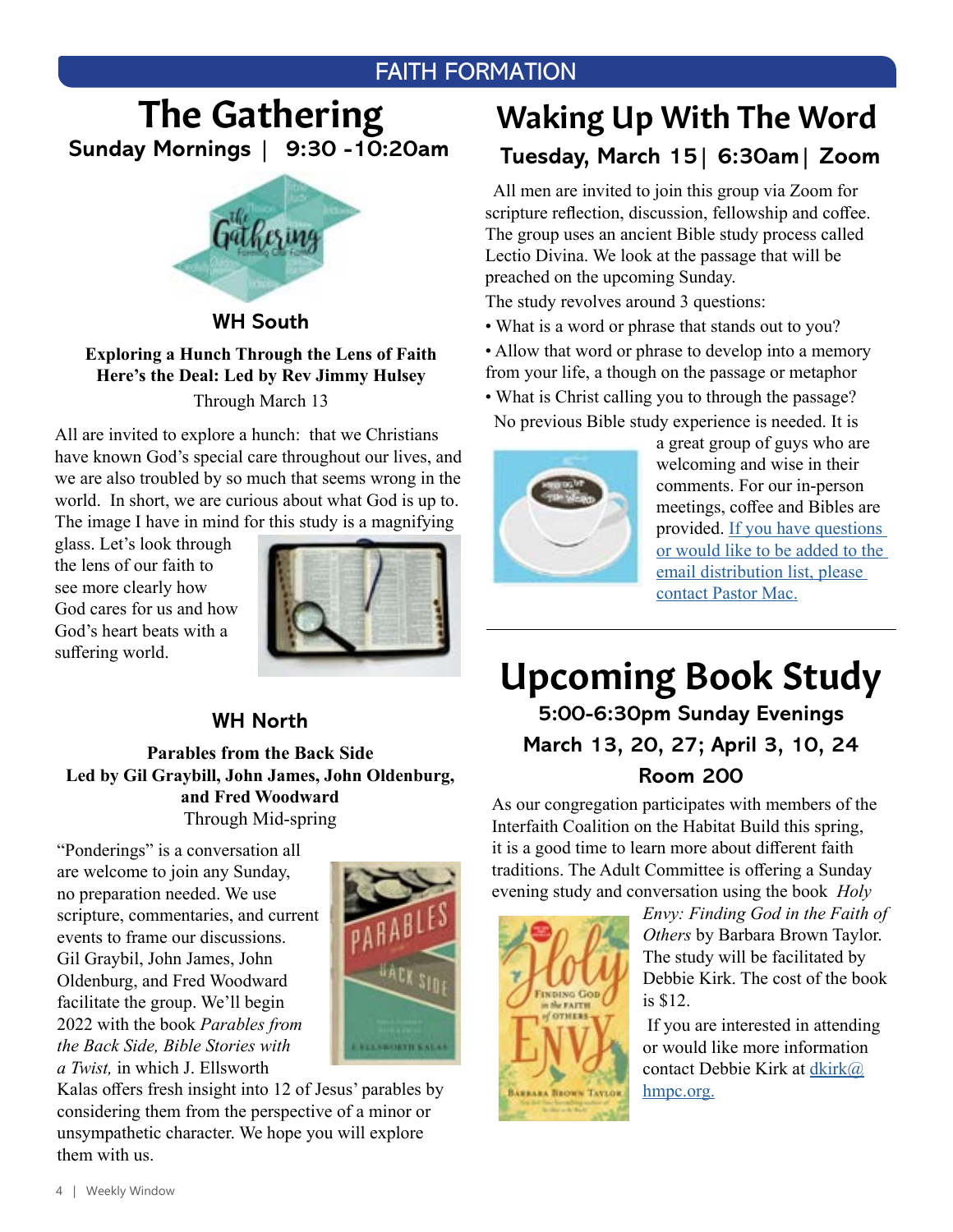# FAITH FORMATION

## The Gathering

**Sunday Mornings | 9:30 -10:20am**

### WH South

**Exploring a Hunch Through the Lens of Faith**
**Here's the Deal: Led by Rev Jimmy Hulsey**
Through March 13

All are invited to explore a hunch: that we Christians have known God's special care throughout our lives, and we are also troubled by so much that seems wrong in the world. In short, we are curious about what God is up to. The image I have in mind for this study is a magnifying glass. Let's look through the lens of our faith to see more clearly how God cares for us and how God's heart beats with a suffering world.

### WH North

**Parables from the Back Side**
**Led by Gil Graybill, John James, John Oldenburg, and Fred Woodward**
Through Mid-spring

"Ponderings" is a conversation all are welcome to join any Sunday, no preparation needed. We use scripture, commentaries, and current events to frame our discussions. Gil Graybil, John James, John Oldenburg, and Fred Woodward facilitate the group. We'll begin 2022 with the book *Parables from the Back Side, Bible Stories with a Twist,* in which J. Ellsworth Kalas offers fresh insight into 12 of Jesus' parables by considering them from the perspective of a minor or unsympathetic character. We hope you will explore them with us.

## Waking Up With The Word

**Tuesday, March 15| 6:30am| Zoom**

All men are invited to join this group via Zoom for scripture reflection, discussion, fellowship and coffee. The group uses an ancient Bible study process called Lectio Divina. We look at the passage that will be preached on the upcoming Sunday.

The study revolves around 3 questions:

- What is a word or phrase that stands out to you?
- Allow that word or phrase to develop into a memory from your life, a though on the passage or metaphor
- What is Christ calling you to through the passage?

No previous Bible study experience is needed. It is a great group of guys who are welcoming and wise in their comments. For our in-person meetings, coffee and Bibles are provided. If you have questions or would like to be added to the email distribution list, please contact Pastor Mac.

## Upcoming Book Study

**5:00-6:30pm Sunday Evenings**
**March 13, 20, 27; April 3, 10, 24**
**Room 200**

As our congregation participates with members of the Interfaith Coalition on the Habitat Build this spring, it is a good time to learn more about different faith traditions. The Adult Committee is offering a Sunday evening study and conversation using the book *Holy Envy: Finding God in the Faith of Others* by Barbara Brown Taylor. The study will be facilitated by Debbie Kirk. The cost of the book is $12.

If you are interested in attending or would like more information contact Debbie Kirk at dkirk@hmpc.org.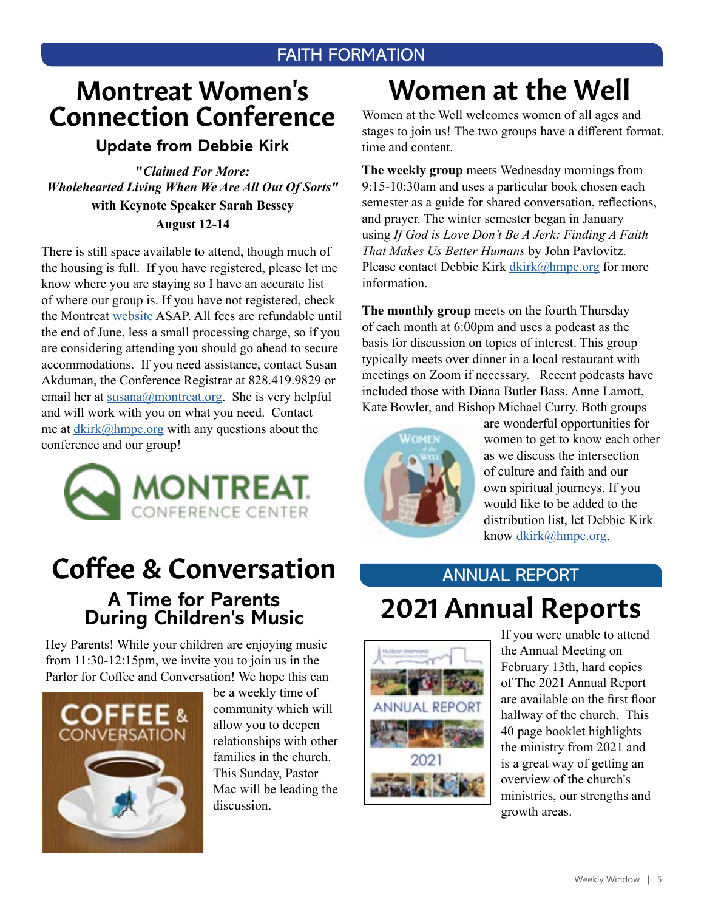FAITH FORMATION

# Montreat Women's Connection Conference

### Update from Debbie Kirk

***"Claimed For More: Wholehearted Living When We Are All Out Of Sorts"***
**with Keynote Speaker Sarah Bessey**
**August 12-14**

There is still space available to attend, though much of the housing is full. If you have registered, please let me know where you are staying so I have an accurate list of where our group is. If you have not registered, check the Montreat website ASAP. All fees are refundable until the end of June, less a small processing charge, so if you are considering attending you should go ahead to secure accommodations. If you need assistance, contact Susan Akduman, the Conference Registrar at 828.419.9829 or email her at susana@montreat.org. She is very helpful and will work with you on what you need. Contact me at dkirk@hmpc.org with any questions about the conference and our group!

MONTREAT CONFERENCE CENTER

# Women at the Well

Women at the Well welcomes women of all ages and stages to join us! The two groups have a different format, time and content.

**The weekly group** meets Wednesday mornings from 9:15-10:30am and uses a particular book chosen each semester as a guide for shared conversation, reflections, and prayer. The winter semester began in January using *If God is Love Don't Be A Jerk: Finding A Faith That Makes Us Better Humans* by John Pavlovitz. Please contact Debbie Kirk dkirk@hmpc.org for more information.

**The monthly group** meets on the fourth Thursday of each month at 6:00pm and uses a podcast as the basis for discussion on topics of interest. This group typically meets over dinner in a local restaurant with meetings on Zoom if necessary. Recent podcasts have included those with Diana Butler Bass, Anne Lamott, Kate Bowler, and Bishop Michael Curry. Both groups are wonderful opportunities for women to get to know each other as we discuss the intersection of culture and faith and our own spiritual journeys. If you would like to be added to the distribution list, let Debbie Kirk know dkirk@hmpc.org.

# Coffee & Conversation

### A Time for Parents During Children's Music

Hey Parents! While your children are enjoying music from 11:30-12:15pm, we invite you to join us in the Parlor for Coffee and Conversation! We hope this can be a weekly time of community which will allow you to deepen relationships with other families in the church. This Sunday, Pastor Mac will be leading the discussion.

ANNUAL REPORT

# 2021 Annual Reports

If you were unable to attend the Annual Meeting on February 13th, hard copies of The 2021 Annual Report are available on the first floor hallway of the church. This 40 page booklet highlights the ministry from 2021 and is a great way of getting an overview of the church's ministries, our strengths and growth areas.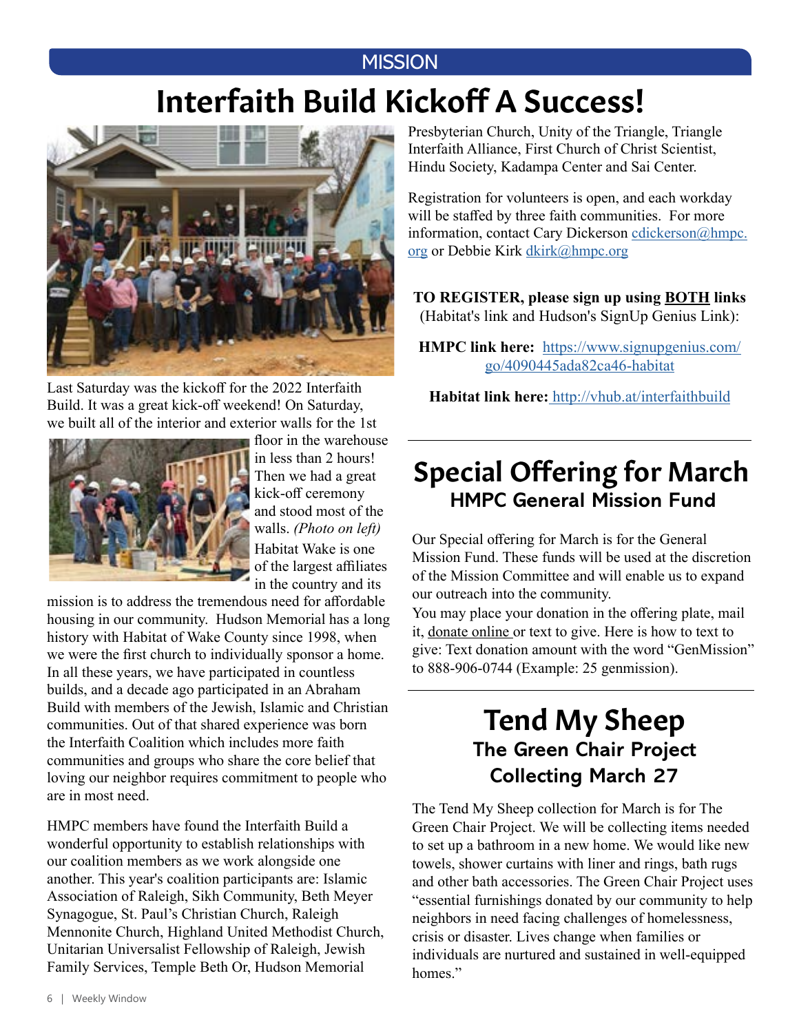MISSION

# Interfaith Build Kickoff A Success!

Last Saturday was the kickoff for the 2022 Interfaith Build. It was a great kick-off weekend! On Saturday, we built all of the interior and exterior walls for the 1st floor in the warehouse in less than 2 hours! Then we had a great kick-off ceremony and stood most of the walls. *(Photo on left)* Habitat Wake is one of the largest affiliates in the country and its mission is to address the tremendous need for affordable housing in our community. Hudson Memorial has a long history with Habitat of Wake County since 1998, when we were the first church to individually sponsor a home. In all these years, we have participated in countless builds, and a decade ago participated in an Abraham Build with members of the Jewish, Islamic and Christian communities. Out of that shared experience was born the Interfaith Coalition which includes more faith communities and groups who share the core belief that loving our neighbor requires commitment to people who are in most need.

HMPC members have found the Interfaith Build a wonderful opportunity to establish relationships with our coalition members as we work alongside one another. This year's coalition participants are: Islamic Association of Raleigh, Sikh Community, Beth Meyer Synagogue, St. Paul's Christian Church, Raleigh Mennonite Church, Highland United Methodist Church, Unitarian Universalist Fellowship of Raleigh, Jewish Family Services, Temple Beth Or, Hudson Memorial Presbyterian Church, Unity of the Triangle, Triangle Interfaith Alliance, First Church of Christ Scientist, Hindu Society, Kadampa Center and Sai Center.

Registration for volunteers is open, and each workday will be staffed by three faith communities. For more information, contact Cary Dickerson cdickerson@hmpc.org or Debbie Kirk dkirk@hmpc.org

**TO REGISTER, please sign up using BOTH links** (Habitat's link and Hudson's SignUp Genius Link):

**HMPC link here:** https://www.signupgenius.com/go/4090445ada82ca46-habitat

**Habitat link here:** http://vhub.at/interfaithbuild

# Special Offering for March

## HMPC General Mission Fund

Our Special offering for March is for the General Mission Fund. These funds will be used at the discretion of the Mission Committee and will enable us to expand our outreach into the community.

You may place your donation in the offering plate, mail it, donate online or text to give. Here is how to text to give: Text donation amount with the word "GenMission" to 888-906-0744 (Example: 25 genmission).

# Tend My Sheep

## The Green Chair Project

## Collecting March 27

The Tend My Sheep collection for March is for The Green Chair Project. We will be collecting items needed to set up a bathroom in a new home. We would like new towels, shower curtains with liner and rings, bath rugs and other bath accessories. The Green Chair Project uses "essential furnishings donated by our community to help neighbors in need facing challenges of homelessness, crisis or disaster. Lives change when families or individuals are nurtured and sustained in well-equipped homes."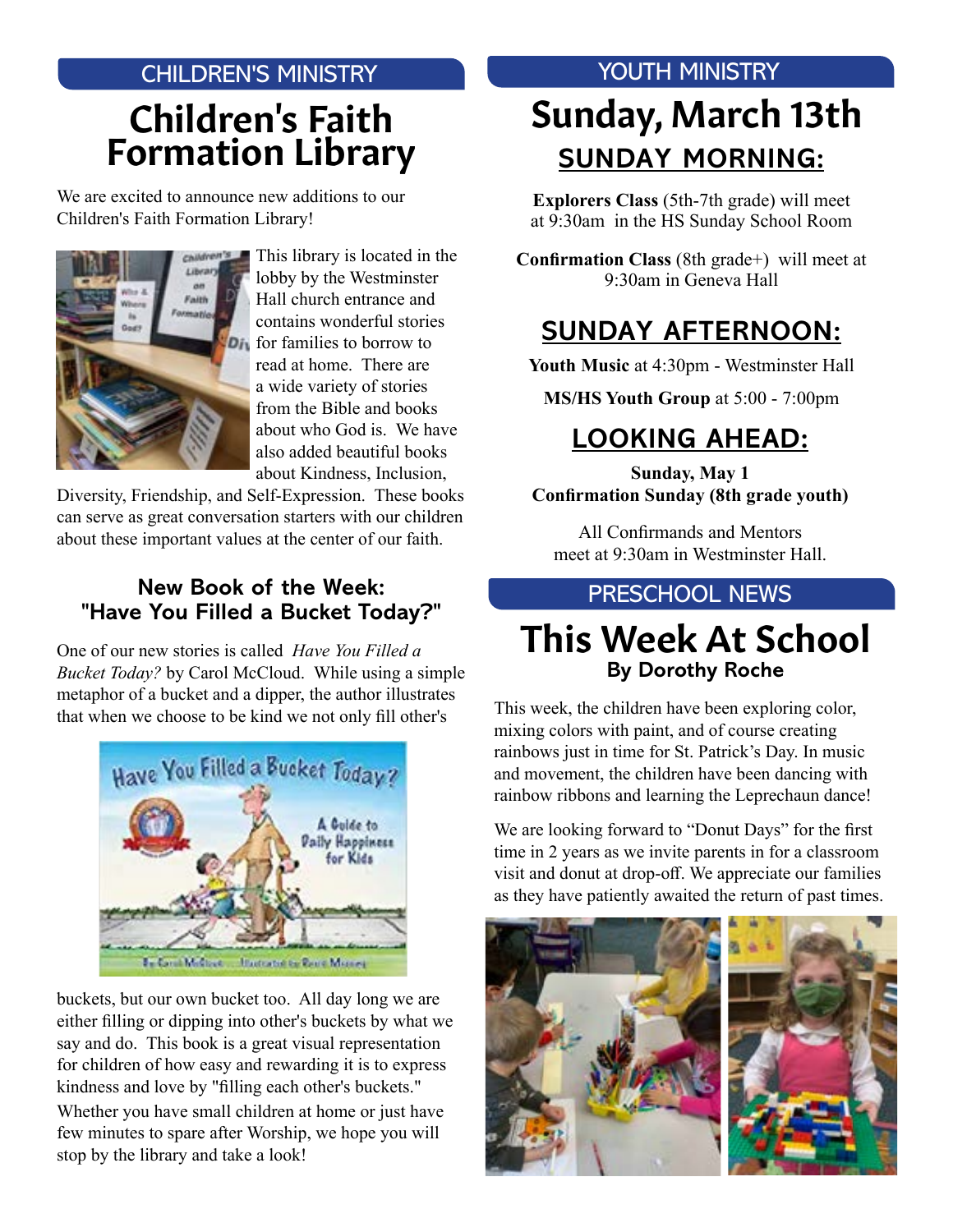## CHILDREN'S MINISTRY

# Children's Faith Formation Library

We are excited to announce new additions to our Children's Faith Formation Library!

This library is located in the lobby by the Westminster Hall church entrance and contains wonderful stories for families to borrow to read at home. There are a wide variety of stories from the Bible and books about who God is. We have also added beautiful books about Kindness, Inclusion, Diversity, Friendship, and Self-Expression. These books can serve as great conversation starters with our children about these important values at the center of our faith.

### New Book of the Week: "Have You Filled a Bucket Today?"

One of our new stories is called *Have You Filled a Bucket Today?* by Carol McCloud. While using a simple metaphor of a bucket and a dipper, the author illustrates that when we choose to be kind we not only fill other's buckets, but our own bucket too. All day long we are either filling or dipping into other's buckets by what we say and do. This book is a great visual representation for children of how easy and rewarding it is to express kindness and love by "filling each other's buckets." Whether you have small children at home or just have few minutes to spare after Worship, we hope you will stop by the library and take a look!

## YOUTH MINISTRY

# Sunday, March 13th

### SUNDAY MORNING:

**Explorers Class** (5th-7th grade) will meet at 9:30am in the HS Sunday School Room

**Confirmation Class** (8th grade+) will meet at 9:30am in Geneva Hall

### SUNDAY AFTERNOON:

**Youth Music** at 4:30pm - Westminster Hall

**MS/HS Youth Group** at 5:00 - 7:00pm

### LOOKING AHEAD:

**Sunday, May 1**
**Confirmation Sunday (8th grade youth)**

All Confirmands and Mentors meet at 9:30am in Westminster Hall.

## PRESCHOOL NEWS

# This Week At School

**By Dorothy Roche**

This week, the children have been exploring color, mixing colors with paint, and of course creating rainbows just in time for St. Patrick's Day. In music and movement, the children have been dancing with rainbow ribbons and learning the Leprechaun dance!

We are looking forward to "Donut Days" for the first time in 2 years as we invite parents in for a classroom visit and donut at drop-off. We appreciate our families as they have patiently awaited the return of past times.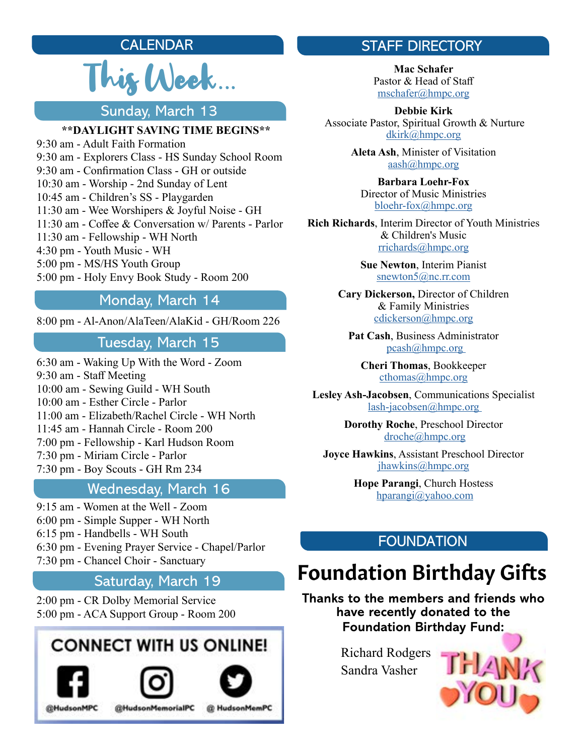## CALENDAR

# This Week...

### Sunday, March 13

**DAYLIGHT SAVING TIME BEGINS**

9:30 am - Adult Faith Formation
9:30 am - Explorers Class - HS Sunday School Room
9:30 am - Confirmation Class - GH or outside
10:30 am - Worship - 2nd Sunday of Lent
10:45 am - Children's SS - Playgarden
11:30 am - Wee Worshipers & Joyful Noise - GH
11:30 am - Coffee & Conversation w/ Parents - Parlor
11:30 am - Fellowship - WH North
4:30 pm - Youth Music - WH
5:00 pm - MS/HS Youth Group
5:00 pm - Holy Envy Book Study - Room 200

### Monday, March 14

8:00 pm - Al-Anon/AlaTeen/AlaKid - GH/Room 226

### Tuesday, March 15

6:30 am - Waking Up With the Word - Zoom
9:30 am - Staff Meeting
10:00 am - Sewing Guild - WH South
10:00 am - Esther Circle - Parlor
11:00 am - Elizabeth/Rachel Circle - WH North
11:45 am - Hannah Circle - Room 200
7:00 pm - Fellowship - Karl Hudson Room
7:30 pm - Miriam Circle - Parlor
7:30 pm - Boy Scouts - GH Rm 234

### Wednesday, March 16

9:15 am - Women at the Well - Zoom
6:00 pm - Simple Supper - WH North
6:15 pm - Handbells - WH South
6:30 pm - Evening Prayer Service - Chapel/Parlor
7:30 pm - Chancel Choir - Sanctuary

### Saturday, March 19

2:00 pm - CR Dolby Memorial Service
5:00 pm - ACA Support Group - Room 200

**CONNECT WITH US ONLINE!**

@HudsonMPC
@HudsonMemorialPC
@ HudsonMemPC

## STAFF DIRECTORY

**Mac Schafer**
Pastor & Head of Staff
mschafer@hmpc.org

**Debbie Kirk**
Associate Pastor, Spiritual Growth & Nurture
dkirk@hmpc.org

**Aleta Ash**, Minister of Visitation
aash@hmpc.org

**Barbara Loehr-Fox**
Director of Music Ministries
bloehr-fox@hmpc.org

**Rich Richards**, Interim Director of Youth Ministries & Children's Music
rrichards@hmpc.org

**Sue Newton**, Interim Pianist
snewton5@nc.rr.com

**Cary Dickerson,** Director of Children & Family Ministries
cdickerson@hmpc.org

**Pat Cash**, Business Administrator
pcash@hmpc.org

**Cheri Thomas**, Bookkeeper
cthomas@hmpc.org

**Lesley Ash-Jacobsen**, Communications Specialist
lash-jacobsen@hmpc.org

**Dorothy Roche**, Preschool Director
droche@hmpc.org

**Joyce Hawkins**, Assistant Preschool Director
jhawkins@hmpc.org

**Hope Parangi**, Church Hostess
hparangi@yahoo.com

## FOUNDATION

# Foundation Birthday Gifts

**Thanks to the members and friends who have recently donated to the Foundation Birthday Fund:**

Richard Rodgers
Sandra Vasher

THANK YOU